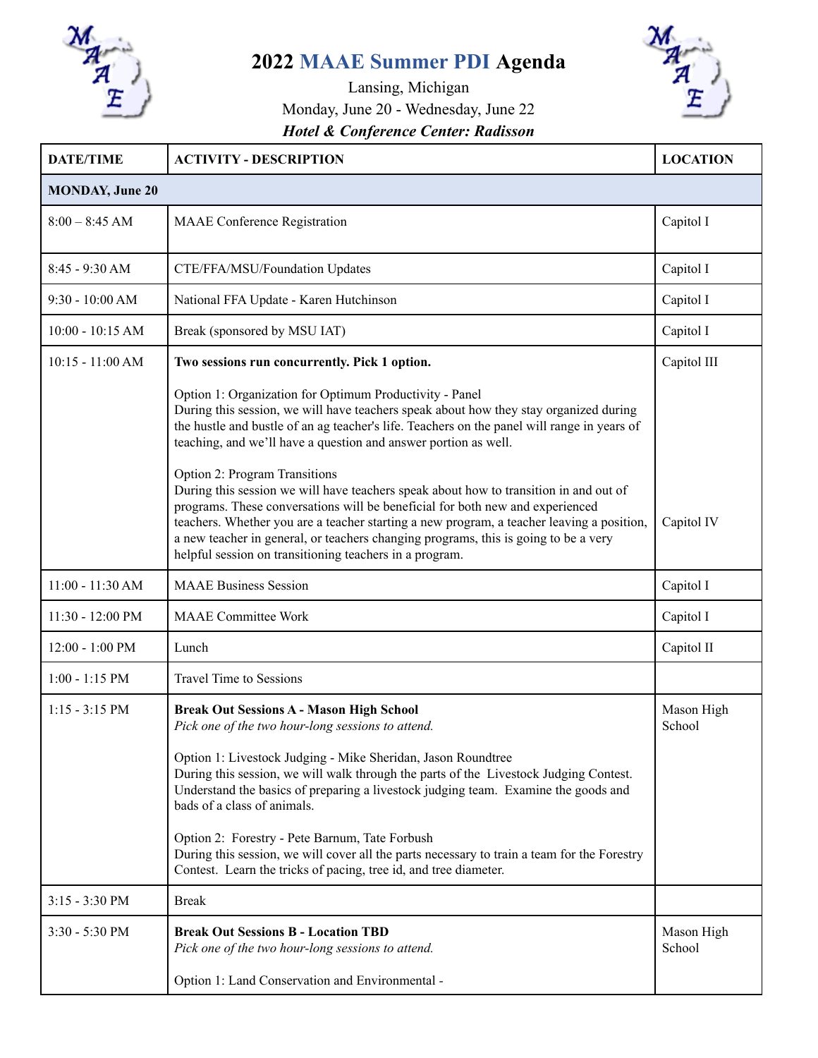# 2022 MAAE Summer PDI Agenda

Lansing, Michigan

Monday, June 20 - Wednesday, June 22

***Hotel & Conference Center: Radisson***

| DATE/TIME | ACTIVITY - DESCRIPTION | LOCATION |
|---|---|---|
| **MONDAY, June 20** | | |
| 8:00 – 8:45 AM | MAAE Conference Registration | Capitol I |
| 8:45 - 9:30 AM | CTE/FFA/MSU/Foundation Updates | Capitol I |
| 9:30 - 10:00 AM | National FFA Update - Karen Hutchinson | Capitol I |
| 10:00 - 10:15 AM | Break (sponsored by MSU IAT) | Capitol I |
| 10:15 - 11:00 AM | **Two sessions run concurrently. Pick 1 option.**<br><br>Option 1: Organization for Optimum Productivity - Panel<br>During this session, we will have teachers speak about how they stay organized during the hustle and bustle of an ag teacher's life. Teachers on the panel will range in years of teaching, and we'll have a question and answer portion as well.<br><br>Option 2: Program Transitions<br>During this session we will have teachers speak about how to transition in and out of programs. These conversations will be beneficial for both new and experienced teachers. Whether you are a teacher starting a new program, a teacher leaving a position, a new teacher in general, or teachers changing programs, this is going to be a very helpful session on transitioning teachers in a program. | Capitol III<br><br>Capitol IV |
| 11:00 - 11:30 AM | MAAE Business Session | Capitol I |
| 11:30 - 12:00 PM | MAAE Committee Work | Capitol I |
| 12:00 - 1:00 PM | Lunch | Capitol II |
| 1:00 - 1:15 PM | Travel Time to Sessions | |
| 1:15 - 3:15 PM | **Break Out Sessions A - Mason High School**<br>*Pick one of the two hour-long sessions to attend.*<br><br>Option 1: Livestock Judging - Mike Sheridan, Jason Roundtree<br>During this session, we will walk through the parts of the Livestock Judging Contest. Understand the basics of preparing a livestock judging team. Examine the goods and bads of a class of animals.<br><br>Option 2: Forestry - Pete Barnum, Tate Forbush<br>During this session, we will cover all the parts necessary to train a team for the Forestry Contest. Learn the tricks of pacing, tree id, and tree diameter. | Mason High School |
| 3:15 - 3:30 PM | Break | |
| 3:30 - 5:30 PM | **Break Out Sessions B - Location TBD**<br>*Pick one of the two hour-long sessions to attend.*<br><br>Option 1: Land Conservation and Environmental - | Mason High School |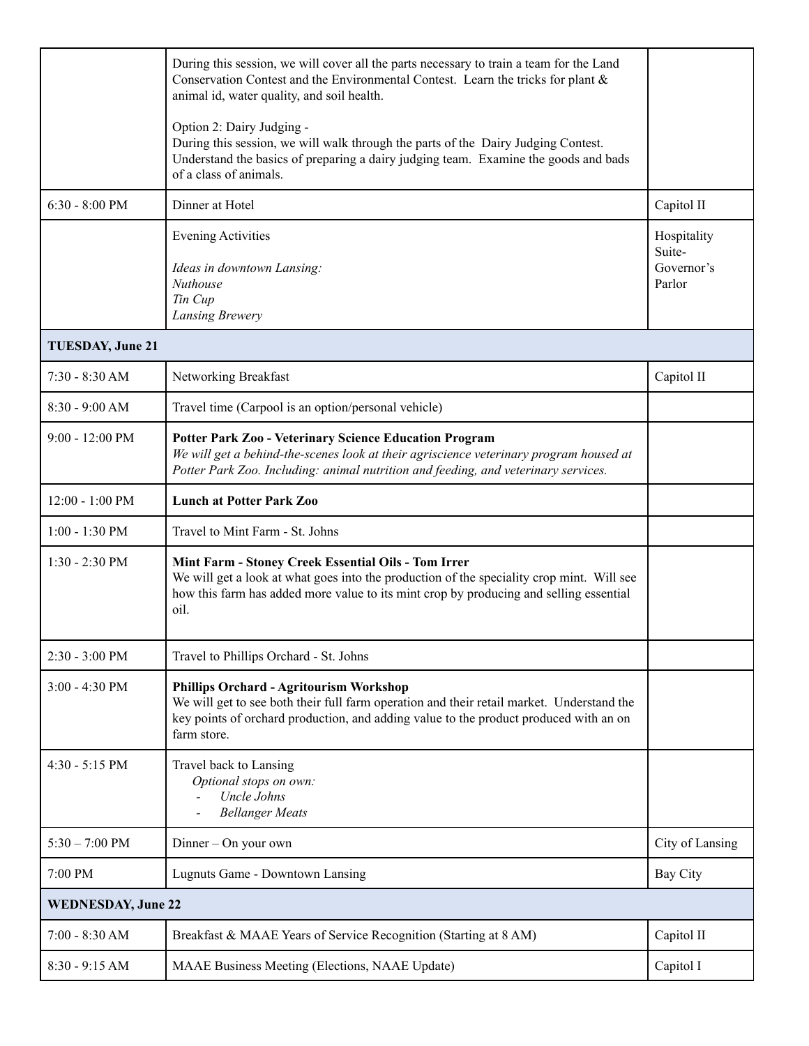| | | |
|---|---|---|
| | During this session, we will cover all the parts necessary to train a team for the Land Conservation Contest and the Environmental Contest. Learn the tricks for plant & animal id, water quality, and soil health.<br><br>Option 2: Dairy Judging -<br>During this session, we will walk through the parts of the Dairy Judging Contest. Understand the basics of preparing a dairy judging team. Examine the goods and bads of a class of animals. | |
| 6:30 - 8:00 PM | Dinner at Hotel | Capitol II |
| | Evening Activities<br><br>*Ideas in downtown Lansing:*<br>*Nuthouse*<br>*Tin Cup*<br>*Lansing Brewery* | Hospitality Suite- Governor's Parlor |
| **TUESDAY, June 21** | | |
| 7:30 - 8:30 AM | Networking Breakfast | Capitol II |
| 8:30 - 9:00 AM | Travel time (Carpool is an option/personal vehicle) | |
| 9:00 - 12:00 PM | **Potter Park Zoo - Veterinary Science Education Program**<br>*We will get a behind-the-scenes look at their agriscience veterinary program housed at Potter Park Zoo. Including: animal nutrition and feeding, and veterinary services.* | |
| 12:00 - 1:00 PM | **Lunch at Potter Park Zoo** | |
| 1:00 - 1:30 PM | Travel to Mint Farm - St. Johns | |
| 1:30 - 2:30 PM | **Mint Farm - Stoney Creek Essential Oils - Tom Irrer**<br>We will get a look at what goes into the production of the speciality crop mint. Will see how this farm has added more value to its mint crop by producing and selling essential oil. | |
| 2:30 - 3:00 PM | Travel to Phillips Orchard - St. Johns | |
| 3:00 - 4:30 PM | **Phillips Orchard - Agritourism Workshop**<br>We will get to see both their full farm operation and their retail market. Understand the key points of orchard production, and adding value to the product produced with an on farm store. | |
| 4:30 - 5:15 PM | Travel back to Lansing<br>*Optional stops on own:*<br>- *Uncle Johns*<br>- *Bellanger Meats* | |
| 5:30 – 7:00 PM | Dinner – On your own | City of Lansing |
| 7:00 PM | Lugnuts Game - Downtown Lansing | Bay City |
| **WEDNESDAY, June 22** | | |
| 7:00 - 8:30 AM | Breakfast & MAAE Years of Service Recognition (Starting at 8 AM) | Capitol II |
| 8:30 - 9:15 AM | MAAE Business Meeting (Elections, NAAE Update) | Capitol I |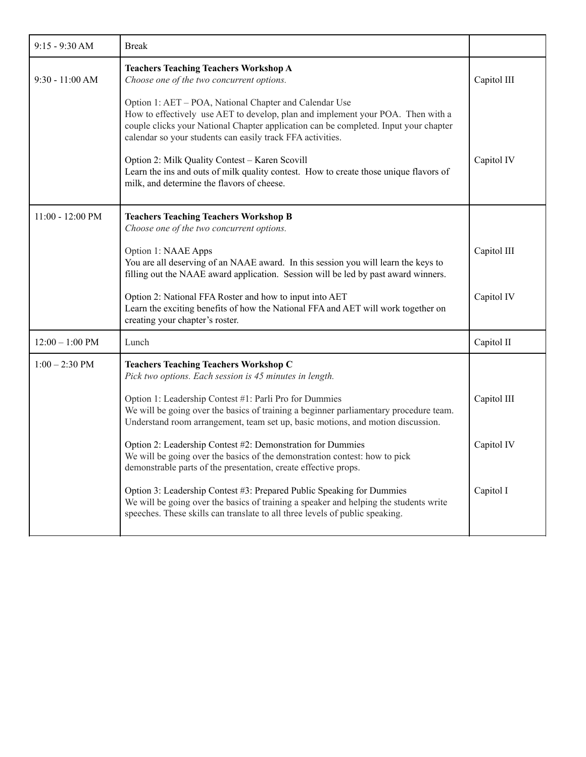| | | |
|---|---|---|
| 9:15 - 9:30 AM | Break | |
| 9:30 - 11:00 AM | **Teachers Teaching Teachers Workshop A**<br>*Choose one of the two concurrent options.*<br><br>Option 1: AET – POA, National Chapter and Calendar Use<br>How to effectively use AET to develop, plan and implement your POA. Then with a couple clicks your National Chapter application can be completed. Input your chapter calendar so your students can easily track FFA activities.<br><br>Option 2: Milk Quality Contest – Karen Scovill<br>Learn the ins and outs of milk quality contest. How to create those unique flavors of milk, and determine the flavors of cheese. | Capitol III<br><br>Capitol IV |
| 11:00 - 12:00 PM | **Teachers Teaching Teachers Workshop B**<br>*Choose one of the two concurrent options.*<br><br>Option 1: NAAE Apps<br>You are all deserving of an NAAE award. In this session you will learn the keys to filling out the NAAE award application. Session will be led by past award winners.<br><br>Option 2: National FFA Roster and how to input into AET<br>Learn the exciting benefits of how the National FFA and AET will work together on creating your chapter's roster. | Capitol III<br><br>Capitol IV |
| 12:00 – 1:00 PM | Lunch | Capitol II |
| 1:00 – 2:30 PM | **Teachers Teaching Teachers Workshop C**<br>*Pick two options. Each session is 45 minutes in length.*<br><br>Option 1: Leadership Contest #1: Parli Pro for Dummies<br>We will be going over the basics of training a beginner parliamentary procedure team. Understand room arrangement, team set up, basic motions, and motion discussion.<br><br>Option 2: Leadership Contest #2: Demonstration for Dummies<br>We will be going over the basics of the demonstration contest: how to pick demonstrable parts of the presentation, create effective props.<br><br>Option 3: Leadership Contest #3: Prepared Public Speaking for Dummies<br>We will be going over the basics of training a speaker and helping the students write speeches. These skills can translate to all three levels of public speaking. | Capitol III<br><br>Capitol IV<br><br>Capitol I |